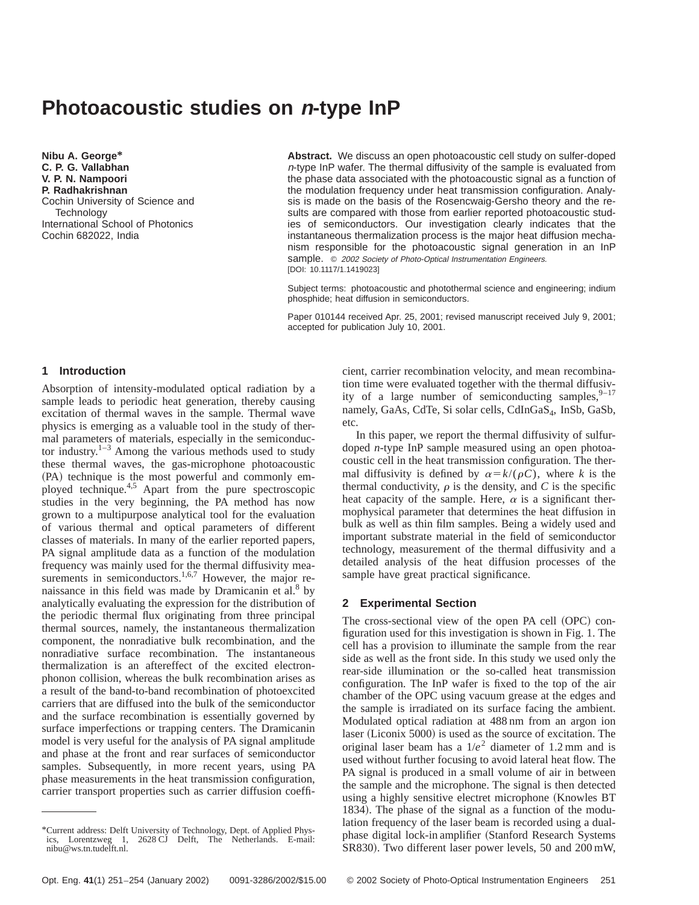# Photoacoustic studies on *n*-type InP

**Nibu A. George***
**C. P. G. Vallabhan**
**V. P. N. Nampoori**
**P. Radhakrishnan**
Cochin University of Science and Technology
International School of Photonics
Cochin 682022, India

**Abstract.** We discuss an open photoacoustic cell study on sulfer-doped *n*-type InP wafer. The thermal diffusivity of the sample is evaluated from the phase data associated with the photoacoustic signal as a function of the modulation frequency under heat transmission configuration. Analysis is made on the basis of the Rosencwaig-Gersho theory and the results are compared with those from earlier reported photoacoustic studies of semiconductors. Our investigation clearly indicates that the instantaneous thermalization process is the major heat diffusion mechanism responsible for the photoacoustic signal generation in an InP sample. © *2002 Society of Photo-Optical Instrumentation Engineers.* [DOI: 10.1117/1.1419023]

Subject terms: photoacoustic and photothermal science and engineering; indium phosphide; heat diffusion in semiconductors.

Paper 010144 received Apr. 25, 2001; revised manuscript received July 9, 2001; accepted for publication July 10, 2001.

## 1 Introduction

Absorption of intensity-modulated optical radiation by a sample leads to periodic heat generation, thereby causing excitation of thermal waves in the sample. Thermal wave physics is emerging as a valuable tool in the study of thermal parameters of materials, especially in the semiconductor industry.[1–3] Among the various methods used to study these thermal waves, the gas-microphone photoacoustic (PA) technique is the most powerful and commonly employed technique.[4,5] Apart from the pure spectroscopic studies in the very beginning, the PA method has now grown to a multipurpose analytical tool for the evaluation of various thermal and optical parameters of different classes of materials. In many of the earlier reported papers, PA signal amplitude data as a function of the modulation frequency was mainly used for the thermal diffusivity measurements in semiconductors.[1,6,7] However, the major renaissance in this field was made by Dramicanin et al.[8] by analytically evaluating the expression for the distribution of the periodic thermal flux originating from three principal thermal sources, namely, the instantaneous thermalization component, the nonradiative bulk recombination, and the nonradiative surface recombination. The instantaneous thermalization is an aftereffect of the excited electron-phonon collision, whereas the bulk recombination arises as a result of the band-to-band recombination of photoexcited carriers that are diffused into the bulk of the semiconductor and the surface recombination is essentially governed by surface imperfections or trapping centers. The Dramicanin model is very useful for the analysis of PA signal amplitude and phase at the front and rear surfaces of semiconductor samples. Subsequently, in more recent years, using PA phase measurements in the heat transmission configuration, carrier transport properties such as carrier diffusion coefficient, carrier recombination velocity, and mean recombination time were evaluated together with the thermal diffusivity of a large number of semiconducting samples,[9–17] namely, GaAs, CdTe, Si solar cells, $CdInGaS_4$, InSb, GaSb, etc.

In this paper, we report the thermal diffusivity of sulfur-doped *n*-type InP sample measured using an open photoacoustic cell in the heat transmission configuration. The thermal diffusivity is defined by $\alpha = k/(\rho C)$, where $k$ is the thermal conductivity, $\rho$ is the density, and $C$ is the specific heat capacity of the sample. Here, $\alpha$ is a significant thermophysical parameter that determines the heat diffusion in bulk as well as thin film samples. Being a widely used and important substrate material in the field of semiconductor technology, measurement of the thermal diffusivity and a detailed analysis of the heat diffusion processes of the sample have great practical significance.

## 2 Experimental Section

The cross-sectional view of the open PA cell (OPC) configuration used for this investigation is shown in Fig. 1. The cell has a provision to illuminate the sample from the rear side as well as the front side. In this study we used only the rear-side illumination or the so-called heat transmission configuration. The InP wafer is fixed to the top of the air chamber of the OPC using vacuum grease at the edges and the sample is irradiated on its surface facing the ambient. Modulated optical radiation at 488 nm from an argon ion laser (Liconix 5000) is used as the source of excitation. The original laser beam has a $1/e^2$ diameter of 1.2 mm and is used without further focusing to avoid lateral heat flow. The PA signal is produced in a small volume of air in between the sample and the microphone. The signal is then detected using a highly sensitive electret microphone (Knowles BT 1834). The phase of the signal as a function of the modulation frequency of the laser beam is recorded using a dual-phase digital lock-in amplifier (Stanford Research Systems SR830). Two different laser power levels, 50 and 200 mW,

*Current address: Delft University of Technology, Dept. of Applied Physics, Lorentzweg 1, 2628 CJ Delft, The Netherlands. E-mail: nibu@ws.tn.tudelft.nl.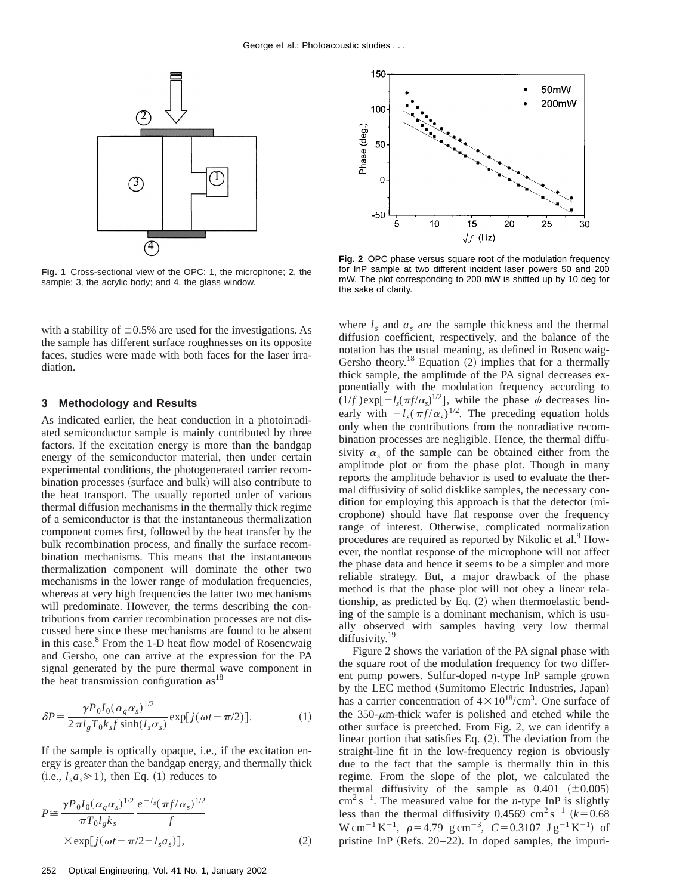Fig. 1 Cross-sectional view of the OPC: 1, the microphone; 2, the sample; 3, the acrylic body; and 4, the glass window.

Fig. 2 OPC phase versus square root of the modulation frequency for InP sample at two different incident laser powers 50 and 200 mW. The plot corresponding to 200 mW is shifted up by 10 deg for the sake of clarity.

with a stability of $\pm 0.5\%$ are used for the investigations. As the sample has different surface roughnesses on its opposite faces, studies were made with both faces for the laser irradiation.

## 3 Methodology and Results

As indicated earlier, the heat conduction in a photoirradiated semiconductor sample is mainly contributed by three factors. If the excitation energy is more than the bandgap energy of the semiconductor material, then under certain experimental conditions, the photogenerated carrier recombination processes (surface and bulk) will also contribute to the heat transport. The usually reported order of various thermal diffusion mechanisms in the thermally thick regime of a semiconductor is that the instantaneous thermalization component comes first, followed by the heat transfer by the bulk recombination process, and finally the surface recombination mechanisms. This means that the instantaneous thermalization component will dominate the other two mechanisms in the lower range of modulation frequencies, whereas at very high frequencies the latter two mechanisms will predominate. However, the terms describing the contributions from carrier recombination processes are not discussed here since these mechanisms are found to be absent in this case.[8] From the 1-D heat flow model of Rosencwaig and Gersho, one can arrive at the expression for the PA signal generated by the pure thermal wave component in the heat transmission configuration as[18]

$$\delta P = \frac{\gamma P_0 I_0 (\alpha_g \alpha_s)^{1/2}}{2\pi l_g T_0 k_s f \sinh(l_s \sigma_s)} \exp[j(\omega t - \pi/2)]. \tag{1}$$

If the sample is optically opaque, i.e., if the excitation energy is greater than the bandgap energy, and thermally thick (i.e., $l_s a_s \gg 1$), then Eq. (1) reduces to

$$P \cong \frac{\gamma P_0 I_0 (\alpha_g \alpha_s)^{1/2}}{\pi T_0 l_g k_s} \frac{e^{-l_s(\pi f/\alpha_s)^{1/2}}}{f} \times \exp[j(\omega t - \pi/2 - l_s a_s)], \tag{2}$$

where $l_s$ and $a_s$ are the sample thickness and the thermal diffusion coefficient, respectively, and the balance of the notation has the usual meaning, as defined in Rosencwaig-Gersho theory.[18] Equation (2) implies that for a thermally thick sample, the amplitude of the PA signal decreases exponentially with the modulation frequency according to $(1/f)\exp[-l_s(\pi f/\alpha_s)^{1/2}]$, while the phase $\phi$ decreases linearly with $-l_s(\pi f/\alpha_s)^{1/2}$. The preceding equation holds only when the contributions from the nonradiative recombination processes are negligible. Hence, the thermal diffusivity $\alpha_s$ of the sample can be obtained either from the amplitude plot or from the phase plot. Though in many reports the amplitude behavior is used to evaluate the thermal diffusivity of solid disklike samples, the necessary condition for employing this approach is that the detector (microphone) should have flat response over the frequency range of interest. Otherwise, complicated normalization procedures are required as reported by Nikolic et al.[9] However, the nonflat response of the microphone will not affect the phase data and hence it seems to be a simpler and more reliable strategy. But, a major drawback of the phase method is that the phase plot will not obey a linear relationship, as predicted by Eq. (2) when thermoelastic bending of the sample is a dominant mechanism, which is usually observed with samples having very low thermal diffusivity.[19]

Figure 2 shows the variation of the PA signal phase with the square root of the modulation frequency for two different pump powers. Sulfur-doped *n*-type InP sample grown by the LEC method (Sumitomo Electric Industries, Japan) has a carrier concentration of $4 \times 10^{18}/\text{cm}^3$. One surface of the 350-$\mu$m-thick wafer is polished and etched while the other surface is preetched. From Fig. 2, we can identify a linear portion that satisfies Eq. (2). The deviation from the straight-line fit in the low-frequency region is obviously due to the fact that the sample is thermally thin in this regime. From the slope of the plot, we calculated the thermal diffusivity of the sample as 0.401 ($\pm 0.005$) $\text{cm}^2\,\text{s}^{-1}$. The measured value for the *n*-type InP is slightly less than the thermal diffusivity 0.4569 $\text{cm}^2\,\text{s}^{-1}$ ($k = 0.68$ $\text{W cm}^{-1}\,\text{K}^{-1}$, $\rho = 4.79$ $\text{g cm}^{-3}$, $C = 0.3107$ $\text{J g}^{-1}\,\text{K}^{-1}$) of pristine InP (Refs. 20–22). In doped samples, the impuri-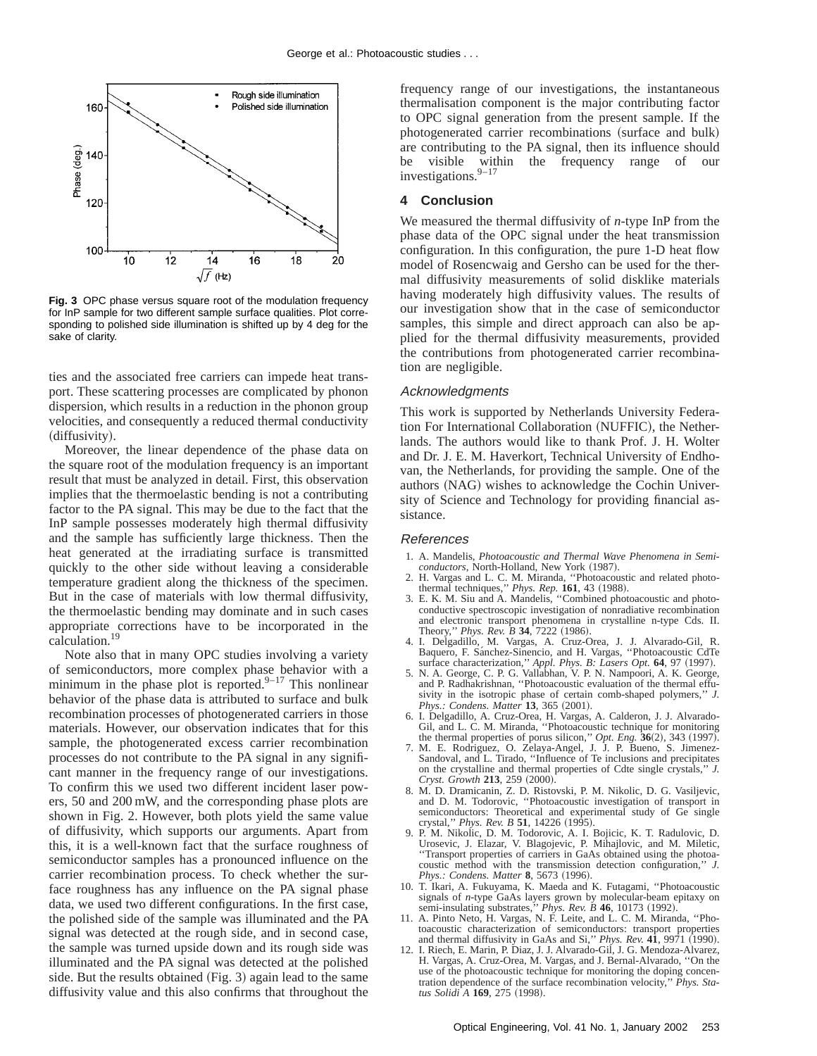Rough side illumination
Polished side illumination
Phase (deg.)
160
140
120
100
10
12
14
16
18
20
$\sqrt{f}$ (Hz)

**Fig. 3** OPC phase versus square root of the modulation frequency for InP sample for two different sample surface qualities. Plot corresponding to polished side illumination is shifted up by 4 deg for the sake of clarity.

ties and the associated free carriers can impede heat transport. These scattering processes are complicated by phonon dispersion, which results in a reduction in the phonon group velocities, and consequently a reduced thermal conductivity (diffusivity).

Moreover, the linear dependence of the phase data on the square root of the modulation frequency is an important result that must be analyzed in detail. First, this observation implies that the thermoelastic bending is not a contributing factor to the PA signal. This may be due to the fact that the InP sample possesses moderately high thermal diffusivity and the sample has sufficiently large thickness. Then the heat generated at the irradiating surface is transmitted quickly to the other side without leaving a considerable temperature gradient along the thickness of the specimen. But in the case of materials with low thermal diffusivity, the thermoelastic bending may dominate and in such cases appropriate corrections have to be incorporated in the calculation.[19]

Note also that in many OPC studies involving a variety of semiconductors, more complex phase behavior with a minimum in the phase plot is reported.[9–17] This nonlinear behavior of the phase data is attributed to surface and bulk recombination processes of photogenerated carriers in those materials. However, our observation indicates that for this sample, the photogenerated excess carrier recombination processes do not contribute to the PA signal in any significant manner in the frequency range of our investigations. To confirm this we used two different incident laser powers, 50 and 200 mW, and the corresponding phase plots are shown in Fig. 2. However, both plots yield the same value of diffusivity, which supports our arguments. Apart from this, it is a well-known fact that the surface roughness of semiconductor samples has a pronounced influence on the carrier recombination process. To check whether the surface roughness has any influence on the PA signal phase data, we used two different configurations. In the first case, the polished side of the sample was illuminated and the PA signal was detected at the rough side, and in second case, the sample was turned upside down and its rough side was illuminated and the PA signal was detected at the polished side. But the results obtained (Fig. 3) again lead to the same diffusivity value and this also confirms that throughout the frequency range of our investigations, the instantaneous thermalisation component is the major contributing factor to OPC signal generation from the present sample. If the photogenerated carrier recombinations (surface and bulk) are contributing to the PA signal, then its influence should be visible within the frequency range of our investigations.[9–17]

## 4 Conclusion

We measured the thermal diffusivity of *n*-type InP from the phase data of the OPC signal under the heat transmission configuration. In this configuration, the pure 1-D heat flow model of Rosencwaig and Gersho can be used for the thermal diffusivity measurements of solid disklike materials having moderately high diffusivity values. The results of our investigation show that in the case of semiconductor samples, this simple and direct approach can also be applied for the thermal diffusivity measurements, provided the contributions from photogenerated carrier recombination are negligible.

### Acknowledgments

This work is supported by Netherlands University Federation For International Collaboration (NUFFIC), the Netherlands. The authors would like to thank Prof. J. H. Wolter and Dr. J. E. M. Haverkort, Technical University of Endhovan, the Netherlands, for providing the sample. One of the authors (NAG) wishes to acknowledge the Cochin University of Science and Technology for providing financial assistance.

### References

1. A. Mandelis, *Photoacoustic and Thermal Wave Phenomena in Semiconductors*, North-Holland, New York (1987).
2. H. Vargas and L. C. M. Miranda, ''Photoacoustic and related photothermal techniques,'' *Phys. Rep.* **161**, 43 (1988).
3. E. K. M. Siu and A. Mandelis, ''Combined photoacoustic and photoconductive spectroscopic investigation of nonradiative recombination and electronic transport phenomena in crystalline n-type Cds. II. Theory,'' *Phys. Rev. B* **34**, 7222 (1986).
4. I. Delgadillo, M. Vargas, A. Cruz-Orea, J. J. Alvarado-Gil, R. Baquero, F. Sánchez-Sinencio, and H. Vargas, ''Photoacoustic CdTe surface characterization,'' *Appl. Phys. B: Lasers Opt.* **64**, 97 (1997).
5. N. A. George, C. P. G. Vallabhan, V. P. N. Nampoori, A. K. George, and P. Radhakrishnan, ''Photoacoustic evaluation of the thermal effusivity in the isotropic phase of certain comb-shaped polymers,'' *J. Phys.: Condens. Matter* **13**, 365 (2001).
6. I. Delgadillo, A. Cruz-Orea, H. Vargas, A. Calderon, J. J. Alvarado-Gil, and L. C. M. Miranda, ''Photoacoustic technique for monitoring the thermal properties of porus silicon,'' *Opt. Eng.* **36**(2), 343 (1997).
7. M. E. Rodriguez, O. Zelaya-Angel, J. J. P. Bueno, S. Jimenez-Sandoval, and L. Tirado, ''Influence of Te inclusions and precipitates on the crystalline and thermal properties of Cdte single crystals,'' *J. Cryst. Growth* **213**, 259 (2000).
8. M. D. Dramicanin, Z. D. Ristovski, P. M. Nikolic, D. G. Vasiljevic, and D. M. Todorovic, ''Photoacoustic investigation of transport in semiconductors: Theoretical and experimental study of Ge single crystal,'' *Phys. Rev. B* **51**, 14226 (1995).
9. P. M. Nikolic, D. M. Todorovic, A. I. Bojicic, K. T. Radulovic, D. Urosevic, J. Elazar, V. Blagojevic, P. Mihajlovic, and M. Miletic, ''Transport properties of carriers in GaAs obtained using the photoacoustic method with the transmission detection configuration,'' *J. Phys.: Condens. Matter* **8**, 5673 (1996).
10. T. Ikari, A. Fukuyama, K. Maeda and K. Futagami, ''Photoacoustic signals of *n*-type GaAs layers grown by molecular-beam epitaxy on semi-insulating substrates,'' *Phys. Rev. B* **46**, 10173 (1992).
11. A. Pinto Neto, H. Vargas, N. F. Leite, and L. C. M. Miranda, ''Photoacoustic characterization of semiconductors: transport properties and thermal diffusivity in GaAs and Si,'' *Phys. Rev.* **41**, 9971 (1990).
12. I. Riech, E. Marin, P. Diaz, J. J. Alvarado-Gil, J. G. Mendoza-Alvarez, H. Vargas, A. Cruz-Orea, M. Vargas, and J. Bernal-Alvarado, ''On the use of the photoacoustic technique for monitoring the doping concentration dependence of the surface recombination velocity,'' *Phys. Status Solidi A* **169**, 275 (1998).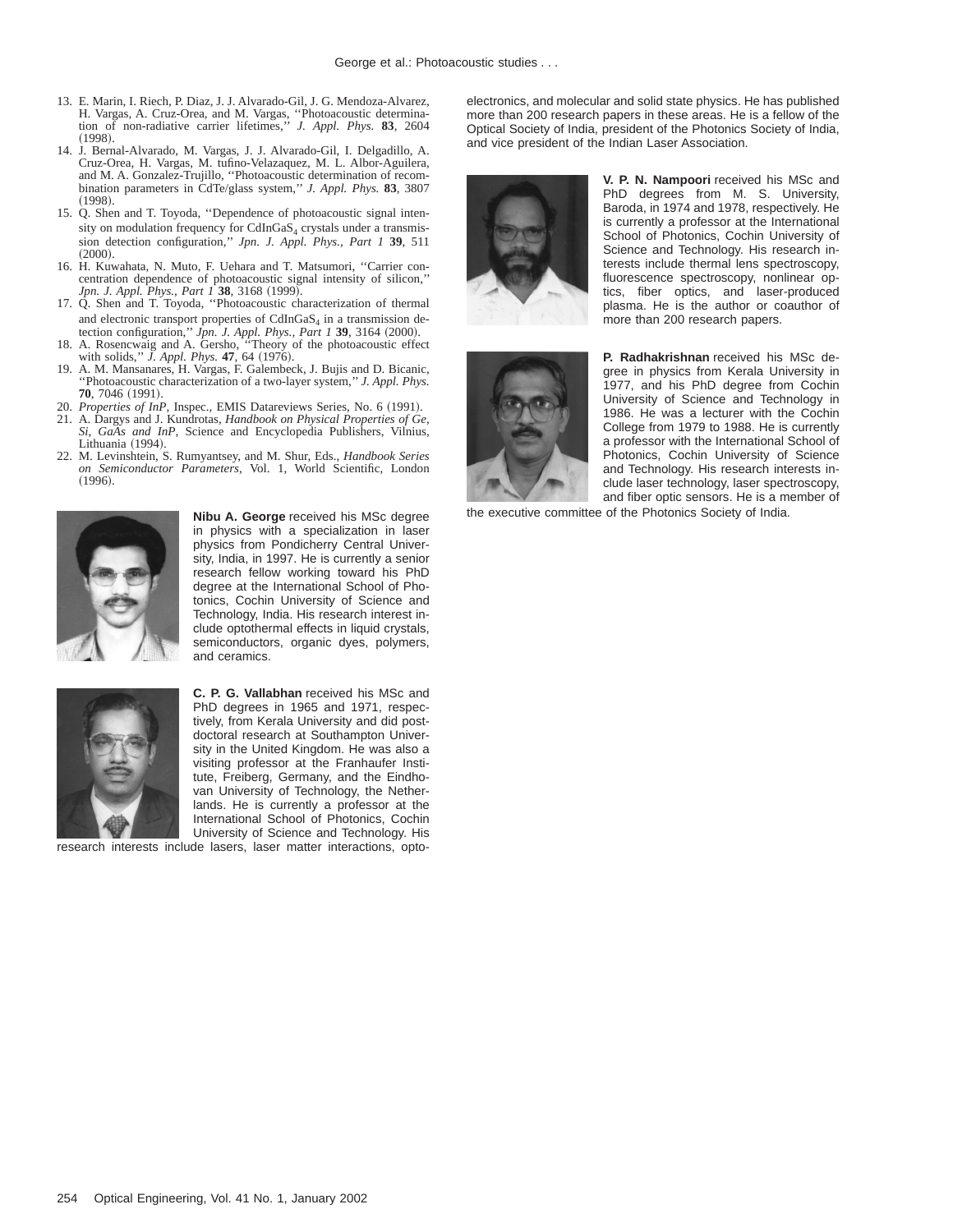13. E. Marin, I. Riech, P. Diaz, J. J. Alvarado-Gil, J. G. Mendoza-Alvarez, H. Vargas, A. Cruz-Orea, and M. Vargas, ''Photoacoustic determination of non-radiative carrier lifetimes,'' *J. Appl. Phys.* **83**, 2604 (1998).
14. J. Bernal-Alvarado, M. Vargas, J. J. Alvarado-Gil, I. Delgadillo, A. Cruz-Orea, H. Vargas, M. tufino-Velazaquez, M. L. Albor-Aguilera, and M. A. Gonzalez-Trujillo, ''Photoacoustic determination of recombination parameters in CdTe/glass system,'' *J. Appl. Phys.* **83**, 3807 (1998).
15. Q. Shen and T. Toyoda, ''Dependence of photoacoustic signal intensity on modulation frequency for $CdInGaS_4$ crystals under a transmission detection configuration,'' *Jpn. J. Appl. Phys., Part 1* **39**, 511 (2000).
16. H. Kuwahata, N. Muto, F. Uehara and T. Matsumori, ''Carrier concentration dependence of photoacoustic signal intensity of silicon,'' *Jpn. J. Appl. Phys., Part 1* **38**, 3168 (1999).
17. Q. Shen and T. Toyoda, ''Photoacoustic characterization of thermal and electronic transport properties of $CdInGaS_4$ in a transmission detection configuration,'' *Jpn. J. Appl. Phys., Part 1* **39**, 3164 (2000).
18. A. Rosencwaig and A. Gersho, ''Theory of the photoacoustic effect with solids,'' *J. Appl. Phys.* **47**, 64 (1976).
19. A. M. Mansanares, H. Vargas, F. Galembeck, J. Bujis and D. Bicanic, ''Photoacoustic characterization of a two-layer system,'' *J. Appl. Phys.* **70**, 7046 (1991).
20. *Properties of InP*, Inspec., EMIS Datareviews Series, No. 6 (1991).
21. A. Dargys and J. Kundrotas, *Handbook on Physical Properties of Ge, Si, GaAs and InP*, Science and Encyclopedia Publishers, Vilnius, Lithuania (1994).
22. M. Levinshtein, S. Rumyantsey, and M. Shur, Eds., *Handbook Series on Semiconductor Parameters*, Vol. 1, World Scientific, London (1996).

**Nibu A. George** received his MSc degree in physics with a specialization in laser physics from Pondicherry Central University, India, in 1997. He is currently a senior research fellow working toward his PhD degree at the International School of Photonics, Cochin University of Science and Technology, India. His research interest include optothermal effects in liquid crystals, semiconductors, organic dyes, polymers, and ceramics.

**C. P. G. Vallabhan** received his MSc and PhD degrees in 1965 and 1971, respectively, from Kerala University and did postdoctoral research at Southampton University in the United Kingdom. He was also a visiting professor at the Franhaufer Institute, Freiberg, Germany, and the Eindhovan University of Technology, the Netherlands. He is currently a professor at the International School of Photonics, Cochin University of Science and Technology. His research interests include lasers, laser matter interactions, optoelectronics, and molecular and solid state physics. He has published more than 200 research papers in these areas. He is a fellow of the Optical Society of India, president of the Photonics Society of India, and vice president of the Indian Laser Association.

**V. P. N. Nampoori** received his MSc and PhD degrees from M. S. University, Baroda, in 1974 and 1978, respectively. He is currently a professor at the International School of Photonics, Cochin University of Science and Technology. His research interests include thermal lens spectroscopy, fluorescence spectroscopy, nonlinear optics, fiber optics, and laser-produced plasma. He is the author or coauthor of more than 200 research papers.

**P. Radhakrishnan** received his MSc degree in physics from Kerala University in 1977, and his PhD degree from Cochin University of Science and Technology in 1986. He was a lecturer with the Cochin College from 1979 to 1988. He is currently a professor with the International School of Photonics, Cochin University of Science and Technology. His research interests include laser technology, laser spectroscopy, and fiber optic sensors. He is a member of the executive committee of the Photonics Society of India.